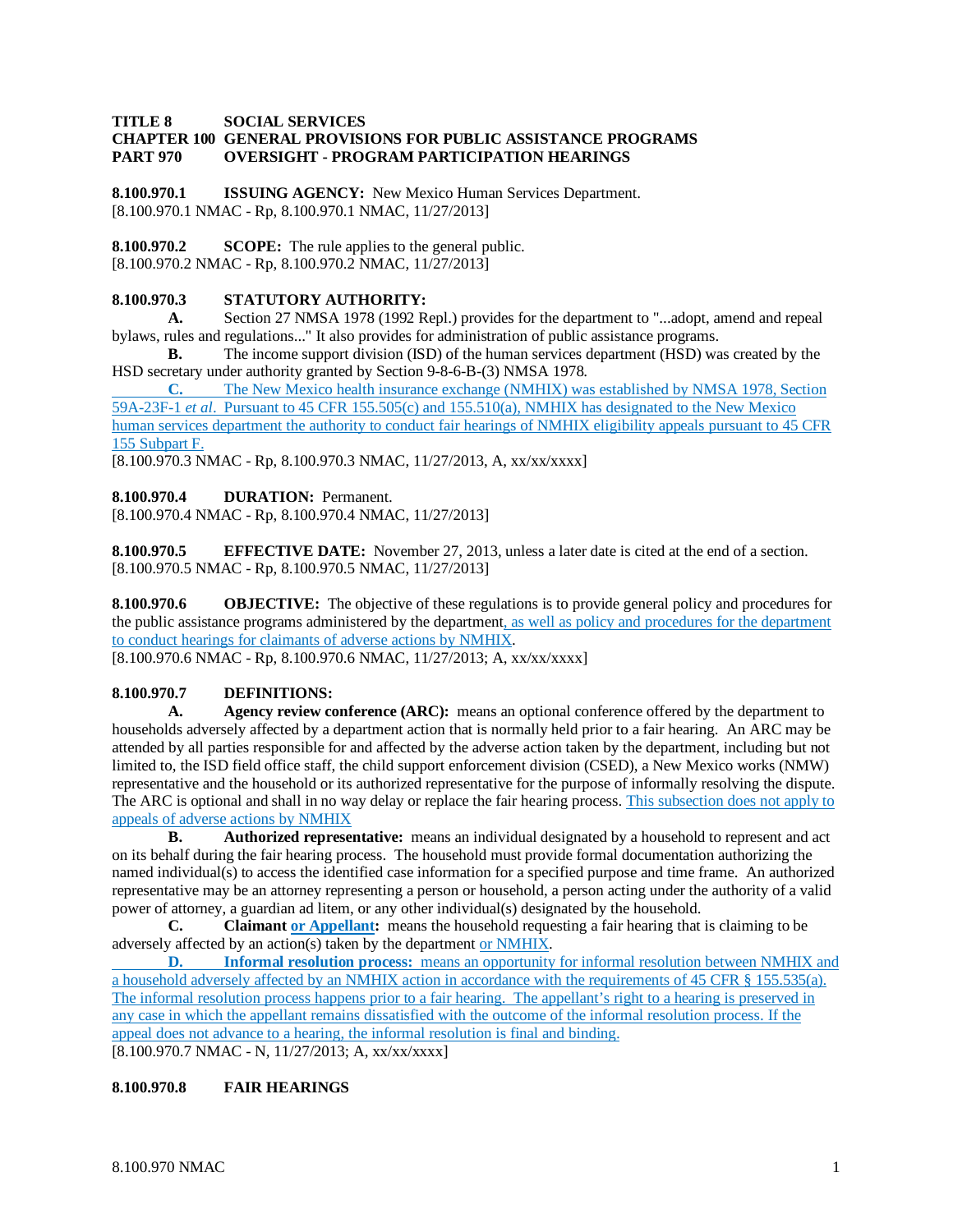**TITLE 8 SOCIAL SERVICES**
**CHAPTER 100 GENERAL PROVISIONS FOR PUBLIC ASSISTANCE PROGRAMS**
**PART 970 OVERSIGHT - PROGRAM PARTICIPATION HEARINGS**

**8.100.970.1 ISSUING AGENCY:** New Mexico Human Services Department.
[8.100.970.1 NMAC - Rp, 8.100.970.1 NMAC, 11/27/2013]

**8.100.970.2 SCOPE:** The rule applies to the general public.
[8.100.970.2 NMAC - Rp, 8.100.970.2 NMAC, 11/27/2013]

**8.100.970.3 STATUTORY AUTHORITY:**

**A.** Section 27 NMSA 1978 (1992 Repl.) provides for the department to "...adopt, amend and repeal bylaws, rules and regulations..." It also provides for administration of public assistance programs.

**B.** The income support division (ISD) of the human services department (HSD) was created by the HSD secretary under authority granted by Section 9-8-6-B-(3) NMSA 1978.

**C.** The New Mexico health insurance exchange (NMHIX) was established by NMSA 1978, Section 59A-23F-1 *et al*. Pursuant to 45 CFR 155.505(c) and 155.510(a), NMHIX has designated to the New Mexico human services department the authority to conduct fair hearings of NMHIX eligibility appeals pursuant to 45 CFR 155 Subpart F.

[8.100.970.3 NMAC - Rp, 8.100.970.3 NMAC, 11/27/2013, A, xx/xx/xxxx]

**8.100.970.4 DURATION:** Permanent.
[8.100.970.4 NMAC - Rp, 8.100.970.4 NMAC, 11/27/2013]

**8.100.970.5 EFFECTIVE DATE:** November 27, 2013, unless a later date is cited at the end of a section.
[8.100.970.5 NMAC - Rp, 8.100.970.5 NMAC, 11/27/2013]

**8.100.970.6 OBJECTIVE:** The objective of these regulations is to provide general policy and procedures for the public assistance programs administered by the department, as well as policy and procedures for the department to conduct hearings for claimants of adverse actions by NMHIX.
[8.100.970.6 NMAC - Rp, 8.100.970.6 NMAC, 11/27/2013; A, xx/xx/xxxx]

**8.100.970.7 DEFINITIONS:**

**A. Agency review conference (ARC):** means an optional conference offered by the department to households adversely affected by a department action that is normally held prior to a fair hearing. An ARC may be attended by all parties responsible for and affected by the adverse action taken by the department, including but not limited to, the ISD field office staff, the child support enforcement division (CSED), a New Mexico works (NMW) representative and the household or its authorized representative for the purpose of informally resolving the dispute. The ARC is optional and shall in no way delay or replace the fair hearing process. This subsection does not apply to appeals of adverse actions by NMHIX

**B. Authorized representative:** means an individual designated by a household to represent and act on its behalf during the fair hearing process. The household must provide formal documentation authorizing the named individual(s) to access the identified case information for a specified purpose and time frame. An authorized representative may be an attorney representing a person or household, a person acting under the authority of a valid power of attorney, a guardian ad litem, or any other individual(s) designated by the household.

**C. Claimant or Appellant:** means the household requesting a fair hearing that is claiming to be adversely affected by an action(s) taken by the department or NMHIX.

**D. Informal resolution process:** means an opportunity for informal resolution between NMHIX and a household adversely affected by an NMHIX action in accordance with the requirements of 45 CFR § 155.535(a). The informal resolution process happens prior to a fair hearing. The appellant's right to a hearing is preserved in any case in which the appellant remains dissatisfied with the outcome of the informal resolution process. If the appeal does not advance to a hearing, the informal resolution is final and binding.

[8.100.970.7 NMAC - N, 11/27/2013; A, xx/xx/xxxx]

**8.100.970.8 FAIR HEARINGS**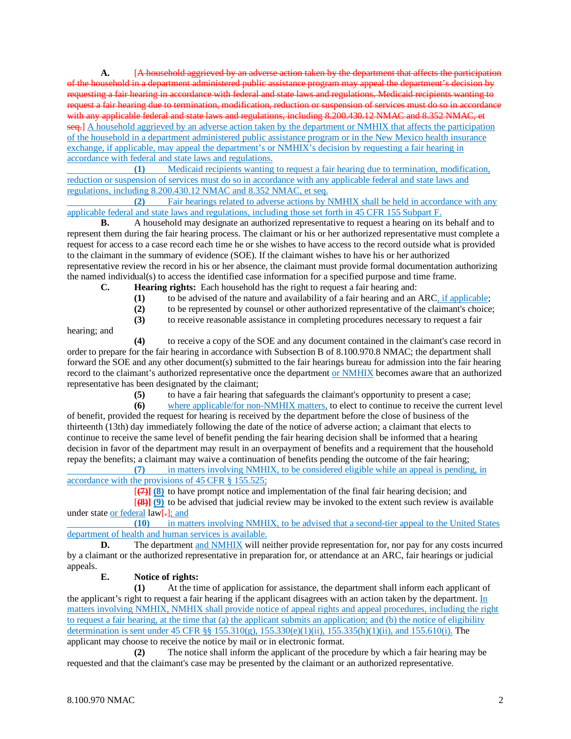**A.** [A household aggrieved by an adverse action taken by the department that affects the participation of the household in a department administered public assistance program may appeal the department's decision by requesting a fair hearing in accordance with federal and state laws and regulations. Medicaid recipients wanting to request a fair hearing due to termination, modification, reduction or suspension of services must do so in accordance with any applicable federal and state laws and regulations, including 8.200.430.12 NMAC and 8.352 NMAC, et seq.] A household aggrieved by an adverse action taken by the department or NMHIX that affects the participation of the household in a department administered public assistance program or in the New Mexico health insurance exchange, if applicable, may appeal the department's or NMHIX's decision by requesting a fair hearing in accordance with federal and state laws and regulations.

**(1)** Medicaid recipients wanting to request a fair hearing due to termination, modification, reduction or suspension of services must do so in accordance with any applicable federal and state laws and regulations, including 8.200.430.12 NMAC and 8.352 NMAC, et seq.

**(2)** Fair hearings related to adverse actions by NMHIX shall be held in accordance with any applicable federal and state laws and regulations, including those set forth in 45 CFR 155 Subpart F.

**B.** A household may designate an authorized representative to request a hearing on its behalf and to represent them during the fair hearing process. The claimant or his or her authorized representative must complete a request for access to a case record each time he or she wishes to have access to the record outside what is provided to the claimant in the summary of evidence (SOE). If the claimant wishes to have his or her authorized representative review the record in his or her absence, the claimant must provide formal documentation authorizing the named individual(s) to access the identified case information for a specified purpose and time frame.

**C.** **Hearing rights:** Each household has the right to request a fair hearing and:

**(1)** to be advised of the nature and availability of a fair hearing and an ARC, if applicable;

**(2)** to be represented by counsel or other authorized representative of the claimant's choice;

**(3)** to receive reasonable assistance in completing procedures necessary to request a fair hearing; and

**(4)** to receive a copy of the SOE and any document contained in the claimant's case record in order to prepare for the fair hearing in accordance with Subsection B of 8.100.970.8 NMAC; the department shall forward the SOE and any other document(s) submitted to the fair hearings bureau for admission into the fair hearing record to the claimant's authorized representative once the department or NMHIX becomes aware that an authorized representative has been designated by the claimant;

**(5)** to have a fair hearing that safeguards the claimant's opportunity to present a case;

**(6)** where applicable/for non-NMHIX matters, to elect to continue to receive the current level of benefit, provided the request for hearing is received by the department before the close of business of the thirteenth (13th) day immediately following the date of the notice of adverse action; a claimant that elects to continue to receive the same level of benefit pending the fair hearing decision shall be informed that a hearing decision in favor of the department may result in an overpayment of benefits and a requirement that the household repay the benefits; a claimant may waive a continuation of benefits pending the outcome of the fair hearing;

**(7)** in matters involving NMHIX, to be considered eligible while an appeal is pending, in accordance with the provisions of 45 CFR § 155.525;

[**(7)**] **(8)** to have prompt notice and implementation of the final fair hearing decision; and

[**(8)**] **(9)** to be advised that judicial review may be invoked to the extent such review is available under state or federal law[.]; and

**(10)** in matters involving NMHIX, to be advised that a second-tier appeal to the United States department of health and human services is available.

**D.** The department and NMHIX will neither provide representation for, nor pay for any costs incurred by a claimant or the authorized representative in preparation for, or attendance at an ARC, fair hearings or judicial appeals.

**E.** **Notice of rights:**

**(1)** At the time of application for assistance, the department shall inform each applicant of the applicant's right to request a fair hearing if the applicant disagrees with an action taken by the department. In matters involving NMHIX, NMHIX shall provide notice of appeal rights and appeal procedures, including the right to request a fair hearing, at the time that (a) the applicant submits an application; and (b) the notice of eligibility determination is sent under 45 CFR §§ 155.310(g), 155.330(e)(1)(ii), 155.335(h)(1)(ii), and 155.610(i). The applicant may choose to receive the notice by mail or in electronic format.

**(2)** The notice shall inform the applicant of the procedure by which a fair hearing may be requested and that the claimant's case may be presented by the claimant or an authorized representative.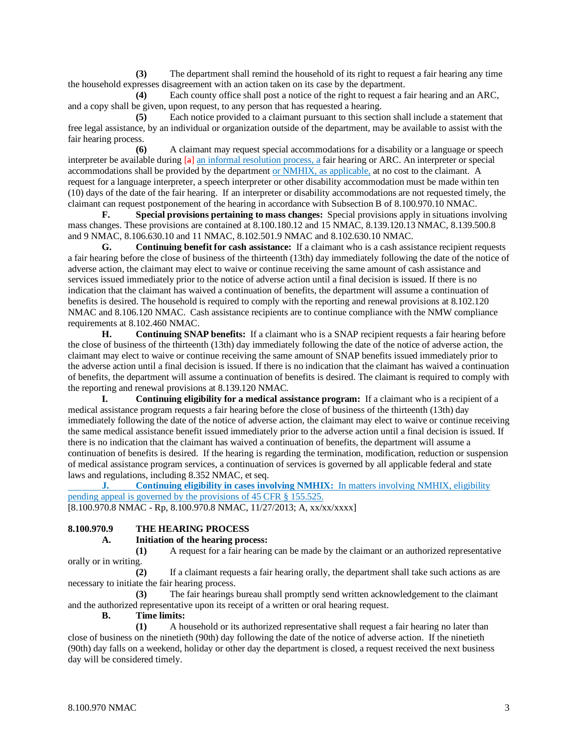**(3)** The department shall remind the household of its right to request a fair hearing any time the household expresses disagreement with an action taken on its case by the department.

**(4)** Each county office shall post a notice of the right to request a fair hearing and an ARC, and a copy shall be given, upon request, to any person that has requested a hearing.

**(5)** Each notice provided to a claimant pursuant to this section shall include a statement that free legal assistance, by an individual or organization outside of the department, may be available to assist with the fair hearing process.

**(6)** A claimant may request special accommodations for a disability or a language or speech interpreter be available during [a] an informal resolution process, a fair hearing or ARC. An interpreter or special accommodations shall be provided by the department or NMHIX, as applicable, at no cost to the claimant. A request for a language interpreter, a speech interpreter or other disability accommodation must be made within ten (10) days of the date of the fair hearing. If an interpreter or disability accommodations are not requested timely, the claimant can request postponement of the hearing in accordance with Subsection B of 8.100.970.10 NMAC.

**F. Special provisions pertaining to mass changes:** Special provisions apply in situations involving mass changes. These provisions are contained at 8.100.180.12 and 15 NMAC, 8.139.120.13 NMAC, 8.139.500.8 and 9 NMAC, 8.106.630.10 and 11 NMAC, 8.102.501.9 NMAC and 8.102.630.10 NMAC.

**G. Continuing benefit for cash assistance:** If a claimant who is a cash assistance recipient requests a fair hearing before the close of business of the thirteenth (13th) day immediately following the date of the notice of adverse action, the claimant may elect to waive or continue receiving the same amount of cash assistance and services issued immediately prior to the notice of adverse action until a final decision is issued. If there is no indication that the claimant has waived a continuation of benefits, the department will assume a continuation of benefits is desired. The household is required to comply with the reporting and renewal provisions at 8.102.120 NMAC and 8.106.120 NMAC. Cash assistance recipients are to continue compliance with the NMW compliance requirements at 8.102.460 NMAC.

**H. Continuing SNAP benefits:** If a claimant who is a SNAP recipient requests a fair hearing before the close of business of the thirteenth (13th) day immediately following the date of the notice of adverse action, the claimant may elect to waive or continue receiving the same amount of SNAP benefits issued immediately prior to the adverse action until a final decision is issued. If there is no indication that the claimant has waived a continuation of benefits, the department will assume a continuation of benefits is desired. The claimant is required to comply with the reporting and renewal provisions at 8.139.120 NMAC.

**I. Continuing eligibility for a medical assistance program:** If a claimant who is a recipient of a medical assistance program requests a fair hearing before the close of business of the thirteenth (13th) day immediately following the date of the notice of adverse action, the claimant may elect to waive or continue receiving the same medical assistance benefit issued immediately prior to the adverse action until a final decision is issued. If there is no indication that the claimant has waived a continuation of benefits, the department will assume a continuation of benefits is desired. If the hearing is regarding the termination, modification, reduction or suspension of medical assistance program services, a continuation of services is governed by all applicable federal and state laws and regulations, including 8.352 NMAC, et seq.

**J. Continuing eligibility in cases involving NMHIX:** In matters involving NMHIX, eligibility pending appeal is governed by the provisions of 45 CFR § 155.525.

[8.100.970.8 NMAC - Rp, 8.100.970.8 NMAC, 11/27/2013; A, xx/xx/xxxx]

## 8.100.970.9 THE HEARING PROCESS

**A. Initiation of the hearing process:**

**(1)** A request for a fair hearing can be made by the claimant or an authorized representative orally or in writing.

**(2)** If a claimant requests a fair hearing orally, the department shall take such actions as are necessary to initiate the fair hearing process.

**(3)** The fair hearings bureau shall promptly send written acknowledgement to the claimant and the authorized representative upon its receipt of a written or oral hearing request.

**B. Time limits:**

**(1)** A household or its authorized representative shall request a fair hearing no later than close of business on the ninetieth (90th) day following the date of the notice of adverse action. If the ninetieth (90th) day falls on a weekend, holiday or other day the department is closed, a request received the next business day will be considered timely.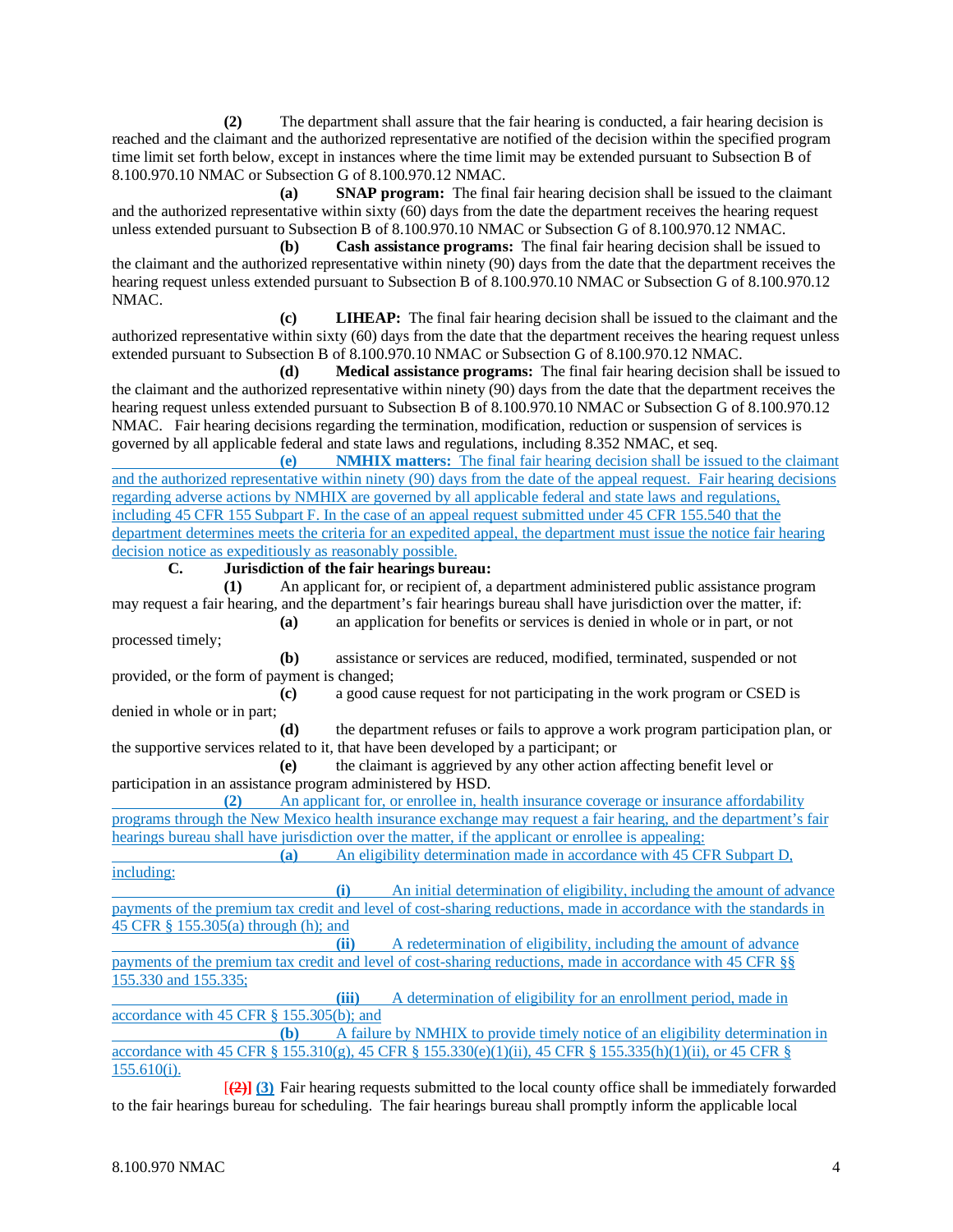**(2)** The department shall assure that the fair hearing is conducted, a fair hearing decision is reached and the claimant and the authorized representative are notified of the decision within the specified program time limit set forth below, except in instances where the time limit may be extended pursuant to Subsection B of 8.100.970.10 NMAC or Subsection G of 8.100.970.12 NMAC.

**(a) SNAP program:** The final fair hearing decision shall be issued to the claimant and the authorized representative within sixty (60) days from the date the department receives the hearing request unless extended pursuant to Subsection B of 8.100.970.10 NMAC or Subsection G of 8.100.970.12 NMAC.

**(b) Cash assistance programs:** The final fair hearing decision shall be issued to the claimant and the authorized representative within ninety (90) days from the date that the department receives the hearing request unless extended pursuant to Subsection B of 8.100.970.10 NMAC or Subsection G of 8.100.970.12 NMAC.

**(c) LIHEAP:** The final fair hearing decision shall be issued to the claimant and the authorized representative within sixty (60) days from the date that the department receives the hearing request unless extended pursuant to Subsection B of 8.100.970.10 NMAC or Subsection G of 8.100.970.12 NMAC.

**(d) Medical assistance programs:** The final fair hearing decision shall be issued to the claimant and the authorized representative within ninety (90) days from the date that the department receives the hearing request unless extended pursuant to Subsection B of 8.100.970.10 NMAC or Subsection G of 8.100.970.12 NMAC. Fair hearing decisions regarding the termination, modification, reduction or suspension of services is governed by all applicable federal and state laws and regulations, including 8.352 NMAC, et seq.

**(e) NMHIX matters:** The final fair hearing decision shall be issued to the claimant and the authorized representative within ninety (90) days from the date of the appeal request. Fair hearing decisions regarding adverse actions by NMHIX are governed by all applicable federal and state laws and regulations, including 45 CFR 155 Subpart F. In the case of an appeal request submitted under 45 CFR 155.540 that the department determines meets the criteria for an expedited appeal, the department must issue the notice fair hearing decision notice as expeditiously as reasonably possible.

**C. Jurisdiction of the fair hearings bureau:**

**(1)** An applicant for, or recipient of, a department administered public assistance program may request a fair hearing, and the department's fair hearings bureau shall have jurisdiction over the matter, if:

**(a)** an application for benefits or services is denied in whole or in part, or not processed timely;

**(b)** assistance or services are reduced, modified, terminated, suspended or not provided, or the form of payment is changed;

**(c)** a good cause request for not participating in the work program or CSED is denied in whole or in part;

**(d)** the department refuses or fails to approve a work program participation plan, or the supportive services related to it, that have been developed by a participant; or

**(e)** the claimant is aggrieved by any other action affecting benefit level or participation in an assistance program administered by HSD.

**(2)** An applicant for, or enrollee in, health insurance coverage or insurance affordability programs through the New Mexico health insurance exchange may request a fair hearing, and the department's fair hearings bureau shall have jurisdiction over the matter, if the applicant or enrollee is appealing:

**(a)** An eligibility determination made in accordance with 45 CFR Subpart D, including:

**(i)** An initial determination of eligibility, including the amount of advance payments of the premium tax credit and level of cost-sharing reductions, made in accordance with the standards in 45 CFR § 155.305(a) through (h); and

**(ii)** A redetermination of eligibility, including the amount of advance payments of the premium tax credit and level of cost-sharing reductions, made in accordance with 45 CFR §§ 155.330 and 155.335;

**(iii)** A determination of eligibility for an enrollment period, made in accordance with 45 CFR § 155.305(b); and

**(b)** A failure by NMHIX to provide timely notice of an eligibility determination in accordance with 45 CFR § 155.310(g), 45 CFR § 155.330(e)(1)(ii), 45 CFR § 155.335(h)(1)(ii), or 45 CFR § 155.610(i).

[~~(2)~~] **(3)** Fair hearing requests submitted to the local county office shall be immediately forwarded to the fair hearings bureau for scheduling. The fair hearings bureau shall promptly inform the applicable local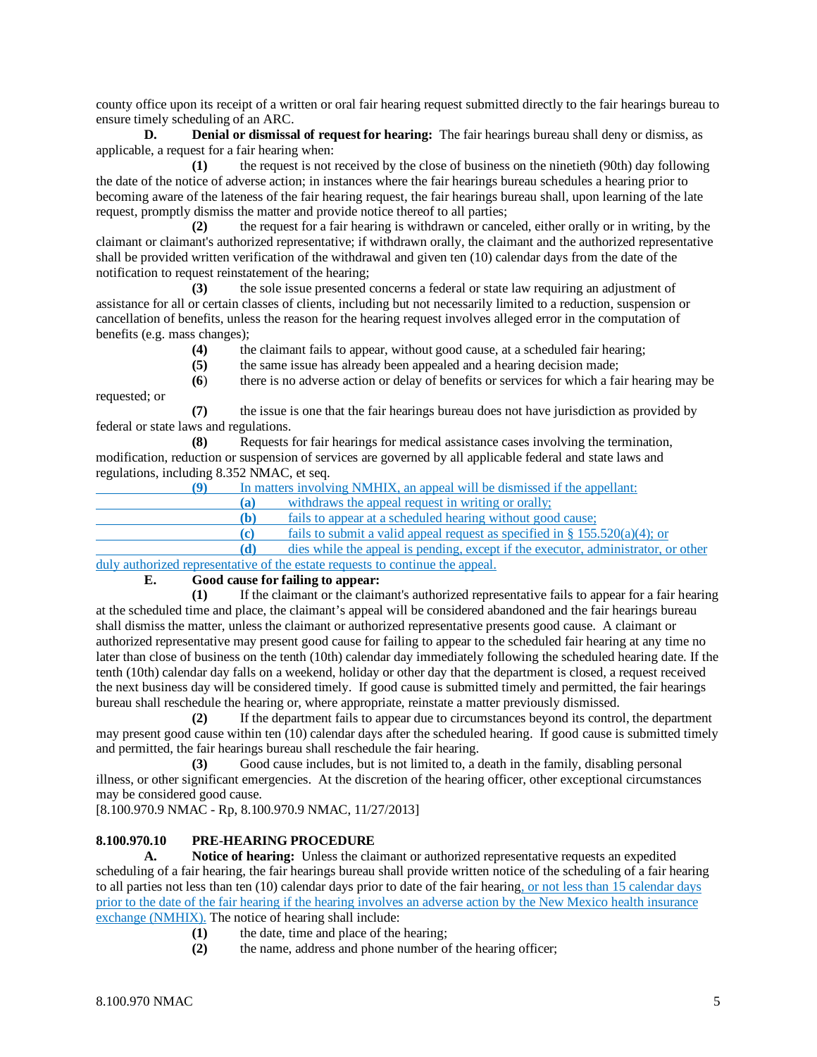county office upon its receipt of a written or oral fair hearing request submitted directly to the fair hearings bureau to ensure timely scheduling of an ARC.

**D. Denial or dismissal of request for hearing:** The fair hearings bureau shall deny or dismiss, as applicable, a request for a fair hearing when:

**(1)** the request is not received by the close of business on the ninetieth (90th) day following the date of the notice of adverse action; in instances where the fair hearings bureau schedules a hearing prior to becoming aware of the lateness of the fair hearing request, the fair hearings bureau shall, upon learning of the late request, promptly dismiss the matter and provide notice thereof to all parties;

**(2)** the request for a fair hearing is withdrawn or canceled, either orally or in writing, by the claimant or claimant's authorized representative; if withdrawn orally, the claimant and the authorized representative shall be provided written verification of the withdrawal and given ten (10) calendar days from the date of the notification to request reinstatement of the hearing;

**(3)** the sole issue presented concerns a federal or state law requiring an adjustment of assistance for all or certain classes of clients, including but not necessarily limited to a reduction, suspension or cancellation of benefits, unless the reason for the hearing request involves alleged error in the computation of benefits (e.g. mass changes);

**(4)** the claimant fails to appear, without good cause, at a scheduled fair hearing;

**(5)** the same issue has already been appealed and a hearing decision made;

**(6)** there is no adverse action or delay of benefits or services for which a fair hearing may be requested; or

**(7)** the issue is one that the fair hearings bureau does not have jurisdiction as provided by federal or state laws and regulations.

**(8)** Requests for fair hearings for medical assistance cases involving the termination, modification, reduction or suspension of services are governed by all applicable federal and state laws and regulations, including 8.352 NMAC, et seq.

**(9)** In matters involving NMHIX, an appeal will be dismissed if the appellant:

**(a)** withdraws the appeal request in writing or orally;

**(b)** fails to appear at a scheduled hearing without good cause;

**(c)** fails to submit a valid appeal request as specified in § 155.520(a)(4); or

**(d)** dies while the appeal is pending, except if the executor, administrator, or other duly authorized representative of the estate requests to continue the appeal.

**E. Good cause for failing to appear:**

**(1)** If the claimant or the claimant's authorized representative fails to appear for a fair hearing at the scheduled time and place, the claimant’s appeal will be considered abandoned and the fair hearings bureau shall dismiss the matter, unless the claimant or authorized representative presents good cause. A claimant or authorized representative may present good cause for failing to appear to the scheduled fair hearing at any time no later than close of business on the tenth (10th) calendar day immediately following the scheduled hearing date. If the tenth (10th) calendar day falls on a weekend, holiday or other day that the department is closed, a request received the next business day will be considered timely. If good cause is submitted timely and permitted, the fair hearings bureau shall reschedule the hearing or, where appropriate, reinstate a matter previously dismissed.

**(2)** If the department fails to appear due to circumstances beyond its control, the department may present good cause within ten (10) calendar days after the scheduled hearing. If good cause is submitted timely and permitted, the fair hearings bureau shall reschedule the fair hearing.

**(3)** Good cause includes, but is not limited to, a death in the family, disabling personal illness, or other significant emergencies. At the discretion of the hearing officer, other exceptional circumstances may be considered good cause.

[8.100.970.9 NMAC - Rp, 8.100.970.9 NMAC, 11/27/2013]

**8.100.970.10 PRE-HEARING PROCEDURE**

**A. Notice of hearing:** Unless the claimant or authorized representative requests an expedited scheduling of a fair hearing, the fair hearings bureau shall provide written notice of the scheduling of a fair hearing to all parties not less than ten (10) calendar days prior to date of the fair hearing, or not less than 15 calendar days prior to the date of the fair hearing if the hearing involves an adverse action by the New Mexico health insurance exchange (NMHIX). The notice of hearing shall include:

**(1)** the date, time and place of the hearing;

**(2)** the name, address and phone number of the hearing officer;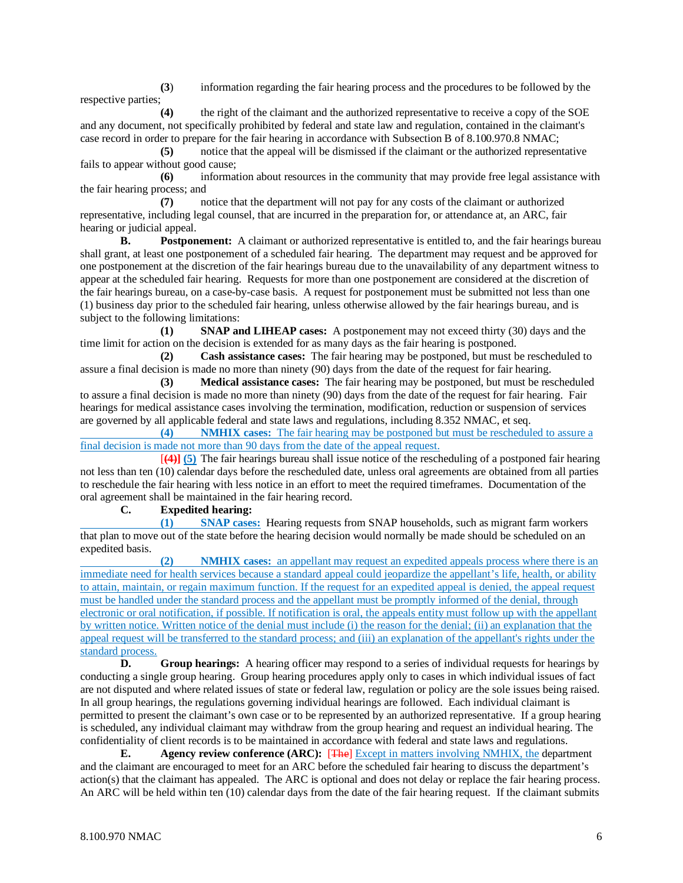**(3)** information regarding the fair hearing process and the procedures to be followed by the respective parties;

**(4)** the right of the claimant and the authorized representative to receive a copy of the SOE and any document, not specifically prohibited by federal and state law and regulation, contained in the claimant's case record in order to prepare for the fair hearing in accordance with Subsection B of 8.100.970.8 NMAC;

**(5)** notice that the appeal will be dismissed if the claimant or the authorized representative fails to appear without good cause;

**(6)** information about resources in the community that may provide free legal assistance with the fair hearing process; and

**(7)** notice that the department will not pay for any costs of the claimant or authorized representative, including legal counsel, that are incurred in the preparation for, or attendance at, an ARC, fair hearing or judicial appeal.

**B. Postponement:** A claimant or authorized representative is entitled to, and the fair hearings bureau shall grant, at least one postponement of a scheduled fair hearing. The department may request and be approved for one postponement at the discretion of the fair hearings bureau due to the unavailability of any department witness to appear at the scheduled fair hearing. Requests for more than one postponement are considered at the discretion of the fair hearings bureau, on a case-by-case basis. A request for postponement must be submitted not less than one (1) business day prior to the scheduled fair hearing, unless otherwise allowed by the fair hearings bureau, and is subject to the following limitations:

**(1) SNAP and LIHEAP cases:** A postponement may not exceed thirty (30) days and the time limit for action on the decision is extended for as many days as the fair hearing is postponed.

**(2) Cash assistance cases:** The fair hearing may be postponed, but must be rescheduled to assure a final decision is made no more than ninety (90) days from the date of the request for fair hearing.

**(3) Medical assistance cases:** The fair hearing may be postponed, but must be rescheduled to assure a final decision is made no more than ninety (90) days from the date of the request for fair hearing. Fair hearings for medical assistance cases involving the termination, modification, reduction or suspension of services are governed by all applicable federal and state laws and regulations, including 8.352 NMAC, et seq.

**(4) NMHIX cases:** The fair hearing may be postponed but must be rescheduled to assure a final decision is made not more than 90 days from the date of the appeal request.

[~~**(4)**~~] **(5)** The fair hearings bureau shall issue notice of the rescheduling of a postponed fair hearing not less than ten (10) calendar days before the rescheduled date, unless oral agreements are obtained from all parties to reschedule the fair hearing with less notice in an effort to meet the required timeframes. Documentation of the oral agreement shall be maintained in the fair hearing record.

**C. Expedited hearing:**

**(1) SNAP cases:** Hearing requests from SNAP households, such as migrant farm workers that plan to move out of the state before the hearing decision would normally be made should be scheduled on an expedited basis.

**(2) NMHIX cases:** an appellant may request an expedited appeals process where there is an immediate need for health services because a standard appeal could jeopardize the appellant's life, health, or ability to attain, maintain, or regain maximum function. If the request for an expedited appeal is denied, the appeal request must be handled under the standard process and the appellant must be promptly informed of the denial, through electronic or oral notification, if possible. If notification is oral, the appeals entity must follow up with the appellant by written notice. Written notice of the denial must include (i) the reason for the denial; (ii) an explanation that the appeal request will be transferred to the standard process; and (iii) an explanation of the appellant's rights under the standard process.

**D. Group hearings:** A hearing officer may respond to a series of individual requests for hearings by conducting a single group hearing. Group hearing procedures apply only to cases in which individual issues of fact are not disputed and where related issues of state or federal law, regulation or policy are the sole issues being raised. In all group hearings, the regulations governing individual hearings are followed. Each individual claimant is permitted to present the claimant's own case or to be represented by an authorized representative. If a group hearing is scheduled, any individual claimant may withdraw from the group hearing and request an individual hearing. The confidentiality of client records is to be maintained in accordance with federal and state laws and regulations.

**E. Agency review conference (ARC):** [~~The~~] Except in matters involving NMHIX, the department and the claimant are encouraged to meet for an ARC before the scheduled fair hearing to discuss the department's action(s) that the claimant has appealed. The ARC is optional and does not delay or replace the fair hearing process. An ARC will be held within ten (10) calendar days from the date of the fair hearing request. If the claimant submits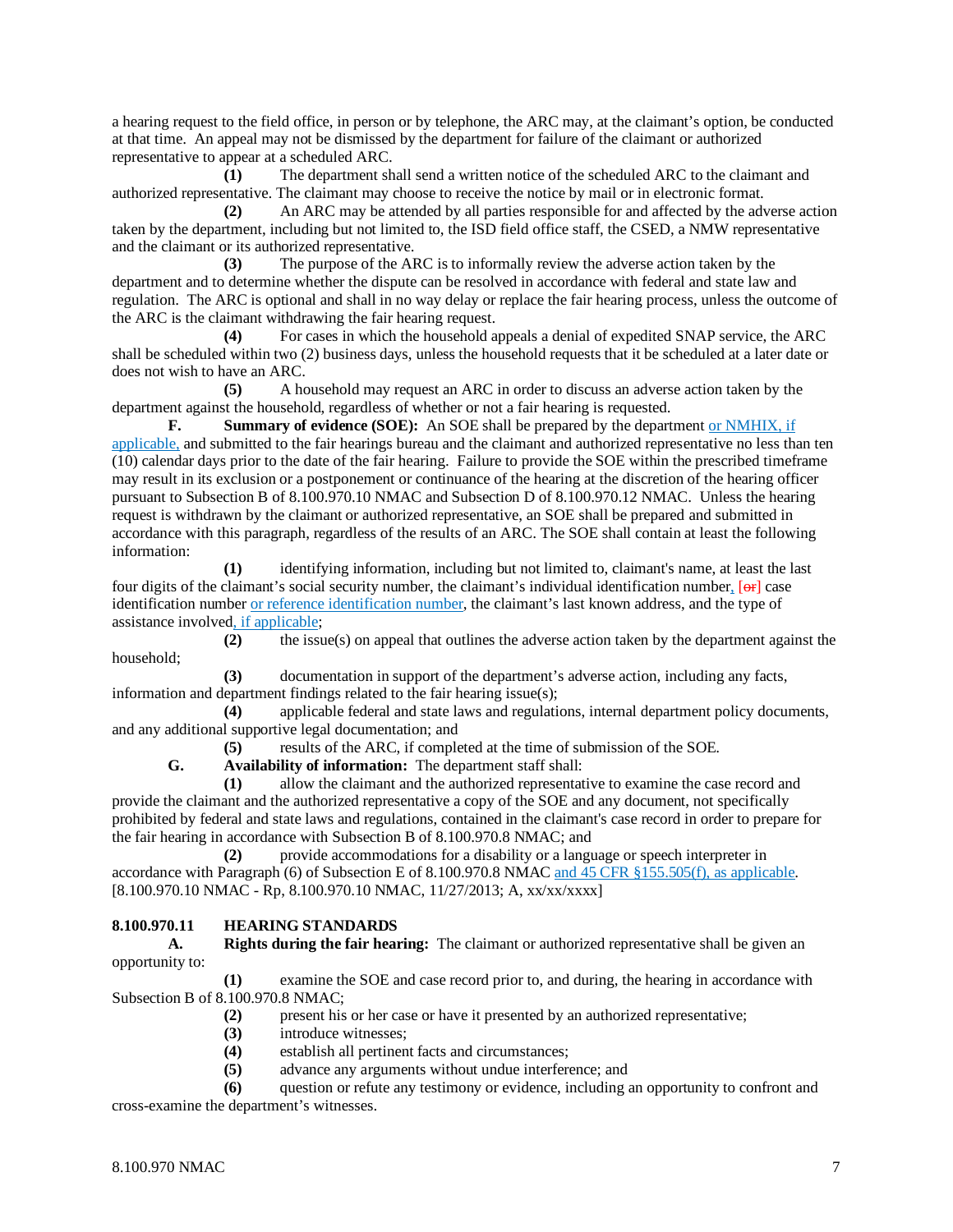a hearing request to the field office, in person or by telephone, the ARC may, at the claimant's option, be conducted at that time. An appeal may not be dismissed by the department for failure of the claimant or authorized representative to appear at a scheduled ARC.

**(1)** The department shall send a written notice of the scheduled ARC to the claimant and authorized representative. The claimant may choose to receive the notice by mail or in electronic format.

**(2)** An ARC may be attended by all parties responsible for and affected by the adverse action taken by the department, including but not limited to, the ISD field office staff, the CSED, a NMW representative and the claimant or its authorized representative.

**(3)** The purpose of the ARC is to informally review the adverse action taken by the department and to determine whether the dispute can be resolved in accordance with federal and state law and regulation. The ARC is optional and shall in no way delay or replace the fair hearing process, unless the outcome of the ARC is the claimant withdrawing the fair hearing request.

**(4)** For cases in which the household appeals a denial of expedited SNAP service, the ARC shall be scheduled within two (2) business days, unless the household requests that it be scheduled at a later date or does not wish to have an ARC.

**(5)** A household may request an ARC in order to discuss an adverse action taken by the department against the household, regardless of whether or not a fair hearing is requested.

**F. Summary of evidence (SOE):** An SOE shall be prepared by the department or NMHIX, if applicable, and submitted to the fair hearings bureau and the claimant and authorized representative no less than ten (10) calendar days prior to the date of the fair hearing. Failure to provide the SOE within the prescribed timeframe may result in its exclusion or a postponement or continuance of the hearing at the discretion of the hearing officer pursuant to Subsection B of 8.100.970.10 NMAC and Subsection D of 8.100.970.12 NMAC. Unless the hearing request is withdrawn by the claimant or authorized representative, an SOE shall be prepared and submitted in accordance with this paragraph, regardless of the results of an ARC. The SOE shall contain at least the following information:

**(1)** identifying information, including but not limited to, claimant's name, at least the last four digits of the claimant's social security number, the claimant's individual identification number, [or] case identification number or reference identification number, the claimant's last known address, and the type of assistance involved, if applicable;

**(2)** the issue(s) on appeal that outlines the adverse action taken by the department against the household;

**(3)** documentation in support of the department's adverse action, including any facts, information and department findings related to the fair hearing issue(s);

**(4)** applicable federal and state laws and regulations, internal department policy documents, and any additional supportive legal documentation; and

**(5)** results of the ARC, if completed at the time of submission of the SOE.

**G. Availability of information:** The department staff shall:

**(1)** allow the claimant and the authorized representative to examine the case record and provide the claimant and the authorized representative a copy of the SOE and any document, not specifically prohibited by federal and state laws and regulations, contained in the claimant's case record in order to prepare for the fair hearing in accordance with Subsection B of 8.100.970.8 NMAC; and

**(2)** provide accommodations for a disability or a language or speech interpreter in accordance with Paragraph (6) of Subsection E of 8.100.970.8 NMAC and 45 CFR §155.505(f), as applicable.

[8.100.970.10 NMAC - Rp, 8.100.970.10 NMAC, 11/27/2013; A, xx/xx/xxxx]

## 8.100.970.11 HEARING STANDARDS

**A. Rights during the fair hearing:** The claimant or authorized representative shall be given an opportunity to:

**(1)** examine the SOE and case record prior to, and during, the hearing in accordance with Subsection B of 8.100.970.8 NMAC;

**(2)** present his or her case or have it presented by an authorized representative;

**(3)** introduce witnesses;

**(4)** establish all pertinent facts and circumstances;

**(5)** advance any arguments without undue interference; and

**(6)** question or refute any testimony or evidence, including an opportunity to confront and cross-examine the department's witnesses.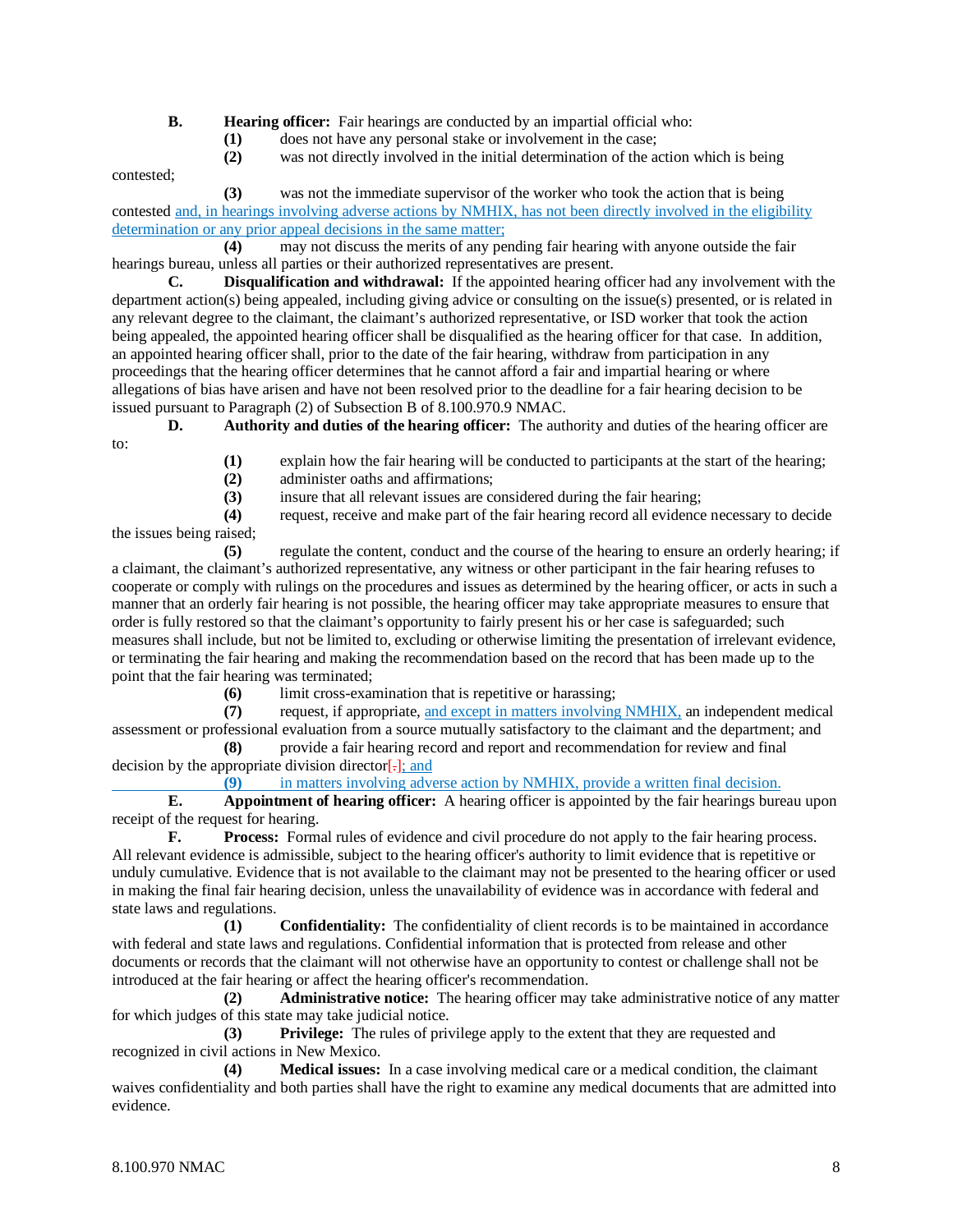**B. Hearing officer:** Fair hearings are conducted by an impartial official who:

**(1)** does not have any personal stake or involvement in the case;

**(2)** was not directly involved in the initial determination of the action which is being contested;

**(3)** was not the immediate supervisor of the worker who took the action that is being contested and, in hearings involving adverse actions by NMHIX, has not been directly involved in the eligibility determination or any prior appeal decisions in the same matter;

**(4)** may not discuss the merits of any pending fair hearing with anyone outside the fair hearings bureau, unless all parties or their authorized representatives are present.

**C. Disqualification and withdrawal:** If the appointed hearing officer had any involvement with the department action(s) being appealed, including giving advice or consulting on the issue(s) presented, or is related in any relevant degree to the claimant, the claimant's authorized representative, or ISD worker that took the action being appealed, the appointed hearing officer shall be disqualified as the hearing officer for that case. In addition, an appointed hearing officer shall, prior to the date of the fair hearing, withdraw from participation in any proceedings that the hearing officer determines that he cannot afford a fair and impartial hearing or where allegations of bias have arisen and have not been resolved prior to the deadline for a fair hearing decision to be issued pursuant to Paragraph (2) of Subsection B of 8.100.970.9 NMAC.

**D. Authority and duties of the hearing officer:** The authority and duties of the hearing officer are to:

**(1)** explain how the fair hearing will be conducted to participants at the start of the hearing;

**(2)** administer oaths and affirmations;

**(3)** insure that all relevant issues are considered during the fair hearing;

**(4)** request, receive and make part of the fair hearing record all evidence necessary to decide the issues being raised;

**(5)** regulate the content, conduct and the course of the hearing to ensure an orderly hearing; if a claimant, the claimant's authorized representative, any witness or other participant in the fair hearing refuses to cooperate or comply with rulings on the procedures and issues as determined by the hearing officer, or acts in such a manner that an orderly fair hearing is not possible, the hearing officer may take appropriate measures to ensure that order is fully restored so that the claimant's opportunity to fairly present his or her case is safeguarded; such measures shall include, but not be limited to, excluding or otherwise limiting the presentation of irrelevant evidence, or terminating the fair hearing and making the recommendation based on the record that has been made up to the point that the fair hearing was terminated;

**(6)** limit cross-examination that is repetitive or harassing;

**(7)** request, if appropriate, and except in matters involving NMHIX, an independent medical assessment or professional evaluation from a source mutually satisfactory to the claimant and the department; and

**(8)** provide a fair hearing record and report and recommendation for review and final decision by the appropriate division director[.]; and

**(9)** in matters involving adverse action by NMHIX, provide a written final decision.

**E. Appointment of hearing officer:** A hearing officer is appointed by the fair hearings bureau upon receipt of the request for hearing.

**F. Process:** Formal rules of evidence and civil procedure do not apply to the fair hearing process. All relevant evidence is admissible, subject to the hearing officer's authority to limit evidence that is repetitive or unduly cumulative. Evidence that is not available to the claimant may not be presented to the hearing officer or used in making the final fair hearing decision, unless the unavailability of evidence was in accordance with federal and state laws and regulations.

**(1) Confidentiality:** The confidentiality of client records is to be maintained in accordance with federal and state laws and regulations. Confidential information that is protected from release and other documents or records that the claimant will not otherwise have an opportunity to contest or challenge shall not be introduced at the fair hearing or affect the hearing officer's recommendation.

**(2) Administrative notice:** The hearing officer may take administrative notice of any matter for which judges of this state may take judicial notice.

**(3) Privilege:** The rules of privilege apply to the extent that they are requested and recognized in civil actions in New Mexico.

**(4) Medical issues:** In a case involving medical care or a medical condition, the claimant waives confidentiality and both parties shall have the right to examine any medical documents that are admitted into evidence.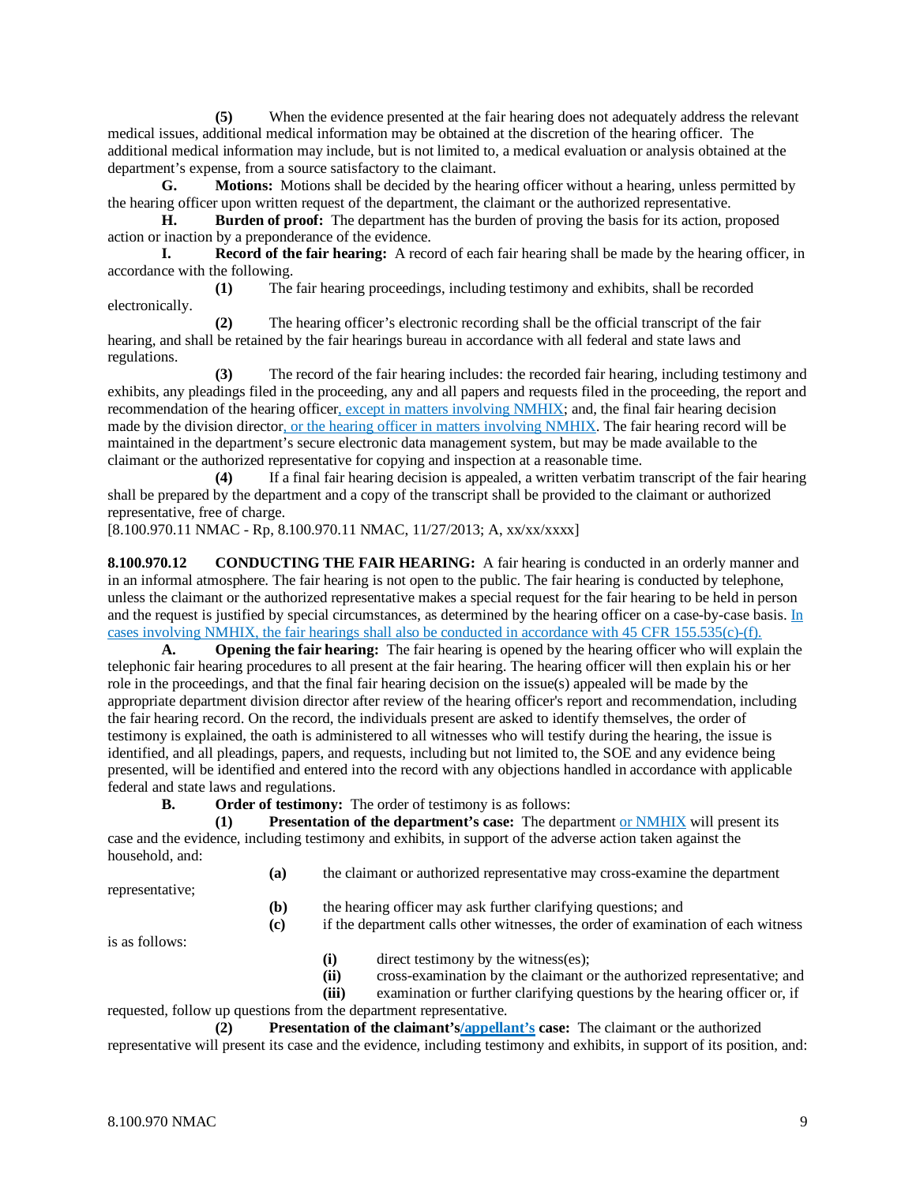**(5)** When the evidence presented at the fair hearing does not adequately address the relevant medical issues, additional medical information may be obtained at the discretion of the hearing officer. The additional medical information may include, but is not limited to, a medical evaluation or analysis obtained at the department's expense, from a source satisfactory to the claimant.

**G. Motions:** Motions shall be decided by the hearing officer without a hearing, unless permitted by the hearing officer upon written request of the department, the claimant or the authorized representative.

**H. Burden of proof:** The department has the burden of proving the basis for its action, proposed action or inaction by a preponderance of the evidence.

**I. Record of the fair hearing:** A record of each fair hearing shall be made by the hearing officer, in accordance with the following.

**(1)** The fair hearing proceedings, including testimony and exhibits, shall be recorded electronically.

**(2)** The hearing officer's electronic recording shall be the official transcript of the fair hearing, and shall be retained by the fair hearings bureau in accordance with all federal and state laws and regulations.

**(3)** The record of the fair hearing includes: the recorded fair hearing, including testimony and exhibits, any pleadings filed in the proceeding, any and all papers and requests filed in the proceeding, the report and recommendation of the hearing officer, except in matters involving NMHIX; and, the final fair hearing decision made by the division director, or the hearing officer in matters involving NMHIX. The fair hearing record will be maintained in the department's secure electronic data management system, but may be made available to the claimant or the authorized representative for copying and inspection at a reasonable time.

**(4)** If a final fair hearing decision is appealed, a written verbatim transcript of the fair hearing shall be prepared by the department and a copy of the transcript shall be provided to the claimant or authorized representative, free of charge.

[8.100.970.11 NMAC - Rp, 8.100.970.11 NMAC, 11/27/2013; A, xx/xx/xxxx]

**8.100.970.12 CONDUCTING THE FAIR HEARING:** A fair hearing is conducted in an orderly manner and in an informal atmosphere. The fair hearing is not open to the public. The fair hearing is conducted by telephone, unless the claimant or the authorized representative makes a special request for the fair hearing to be held in person and the request is justified by special circumstances, as determined by the hearing officer on a case-by-case basis. In cases involving NMHIX, the fair hearings shall also be conducted in accordance with 45 CFR 155.535(c)-(f).

**A. Opening the fair hearing:** The fair hearing is opened by the hearing officer who will explain the telephonic fair hearing procedures to all present at the fair hearing. The hearing officer will then explain his or her role in the proceedings, and that the final fair hearing decision on the issue(s) appealed will be made by the appropriate department division director after review of the hearing officer's report and recommendation, including the fair hearing record. On the record, the individuals present are asked to identify themselves, the order of testimony is explained, the oath is administered to all witnesses who will testify during the hearing, the issue is identified, and all pleadings, papers, and requests, including but not limited to, the SOE and any evidence being presented, will be identified and entered into the record with any objections handled in accordance with applicable federal and state laws and regulations.

**B. Order of testimony:** The order of testimony is as follows:

**(1) Presentation of the department's case:** The department or NMHIX will present its case and the evidence, including testimony and exhibits, in support of the adverse action taken against the household, and:

**(a)** the claimant or authorized representative may cross-examine the department representative;

**(b)** the hearing officer may ask further clarifying questions; and

**(c)** if the department calls other witnesses, the order of examination of each witness is as follows:

**(i)** direct testimony by the witness(es);

**(ii)** cross-examination by the claimant or the authorized representative; and

**(iii)** examination or further clarifying questions by the hearing officer or, if requested, follow up questions from the department representative.

**(2) Presentation of the claimant's/appellant's case:** The claimant or the authorized representative will present its case and the evidence, including testimony and exhibits, in support of its position, and: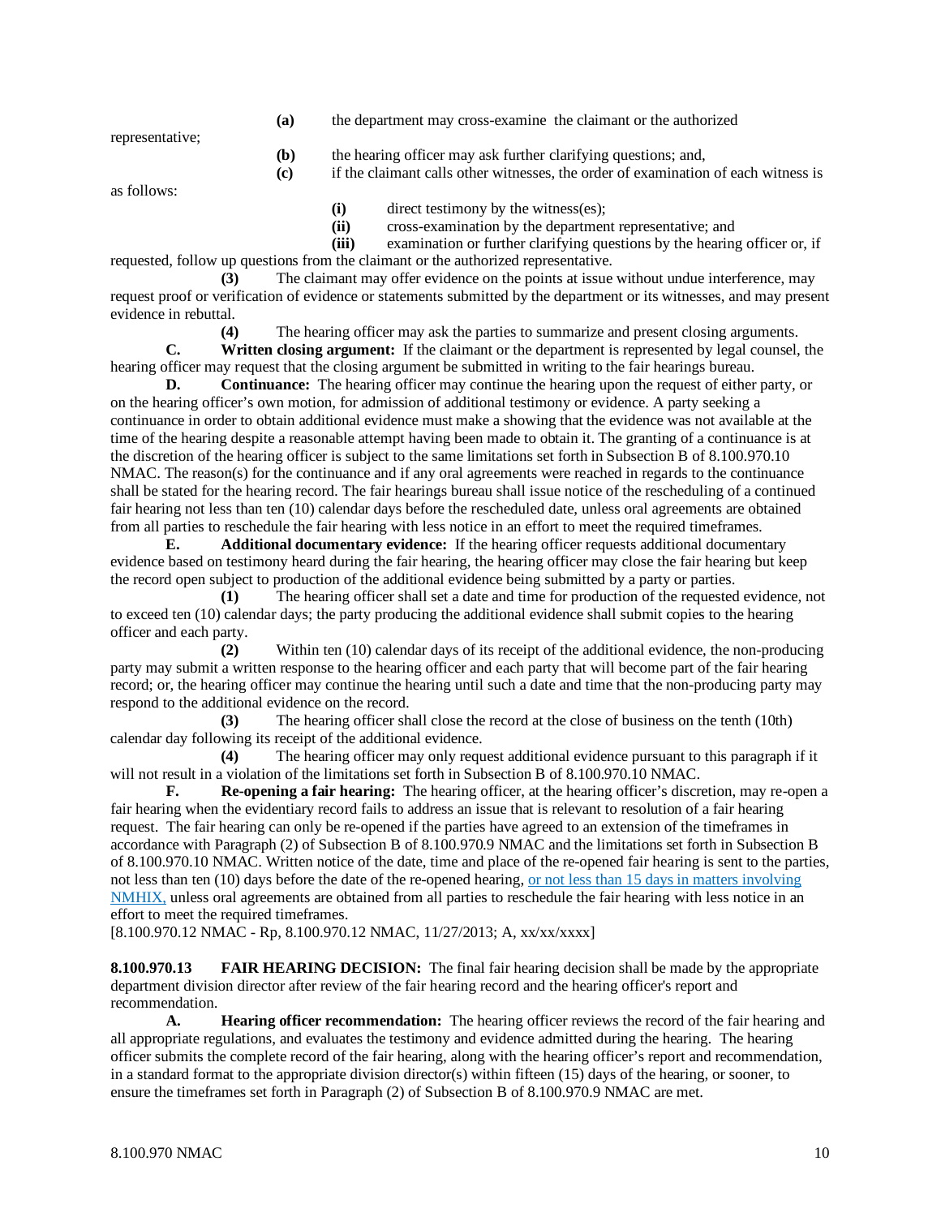**(a)** the department may cross-examine the claimant or the authorized representative;

**(b)** the hearing officer may ask further clarifying questions; and,

**(c)** if the claimant calls other witnesses, the order of examination of each witness is as follows:

**(i)** direct testimony by the witness(es);

**(ii)** cross-examination by the department representative; and

**(iii)** examination or further clarifying questions by the hearing officer or, if requested, follow up questions from the claimant or the authorized representative.

**(3)** The claimant may offer evidence on the points at issue without undue interference, may request proof or verification of evidence or statements submitted by the department or its witnesses, and may present evidence in rebuttal.

**(4)** The hearing officer may ask the parties to summarize and present closing arguments.

**C. Written closing argument:** If the claimant or the department is represented by legal counsel, the hearing officer may request that the closing argument be submitted in writing to the fair hearings bureau.

**D. Continuance:** The hearing officer may continue the hearing upon the request of either party, or on the hearing officer's own motion, for admission of additional testimony or evidence. A party seeking a continuance in order to obtain additional evidence must make a showing that the evidence was not available at the time of the hearing despite a reasonable attempt having been made to obtain it. The granting of a continuance is at the discretion of the hearing officer is subject to the same limitations set forth in Subsection B of 8.100.970.10 NMAC. The reason(s) for the continuance and if any oral agreements were reached in regards to the continuance shall be stated for the hearing record. The fair hearings bureau shall issue notice of the rescheduling of a continued fair hearing not less than ten (10) calendar days before the rescheduled date, unless oral agreements are obtained from all parties to reschedule the fair hearing with less notice in an effort to meet the required timeframes.

**E. Additional documentary evidence:** If the hearing officer requests additional documentary evidence based on testimony heard during the fair hearing, the hearing officer may close the fair hearing but keep the record open subject to production of the additional evidence being submitted by a party or parties.

**(1)** The hearing officer shall set a date and time for production of the requested evidence, not to exceed ten (10) calendar days; the party producing the additional evidence shall submit copies to the hearing officer and each party.

**(2)** Within ten (10) calendar days of its receipt of the additional evidence, the non-producing party may submit a written response to the hearing officer and each party that will become part of the fair hearing record; or, the hearing officer may continue the hearing until such a date and time that the non-producing party may respond to the additional evidence on the record.

**(3)** The hearing officer shall close the record at the close of business on the tenth (10th) calendar day following its receipt of the additional evidence.

**(4)** The hearing officer may only request additional evidence pursuant to this paragraph if it will not result in a violation of the limitations set forth in Subsection B of 8.100.970.10 NMAC.

**F. Re-opening a fair hearing:** The hearing officer, at the hearing officer's discretion, may re-open a fair hearing when the evidentiary record fails to address an issue that is relevant to resolution of a fair hearing request. The fair hearing can only be re-opened if the parties have agreed to an extension of the timeframes in accordance with Paragraph (2) of Subsection B of 8.100.970.9 NMAC and the limitations set forth in Subsection B of 8.100.970.10 NMAC. Written notice of the date, time and place of the re-opened fair hearing is sent to the parties, not less than ten (10) days before the date of the re-opened hearing, or not less than 15 days in matters involving NMHIX, unless oral agreements are obtained from all parties to reschedule the fair hearing with less notice in an effort to meet the required timeframes.

[8.100.970.12 NMAC - Rp, 8.100.970.12 NMAC, 11/27/2013; A, xx/xx/xxxx]

**8.100.970.13 FAIR HEARING DECISION:** The final fair hearing decision shall be made by the appropriate department division director after review of the fair hearing record and the hearing officer's report and recommendation.

**A. Hearing officer recommendation:** The hearing officer reviews the record of the fair hearing and all appropriate regulations, and evaluates the testimony and evidence admitted during the hearing. The hearing officer submits the complete record of the fair hearing, along with the hearing officer's report and recommendation, in a standard format to the appropriate division director(s) within fifteen (15) days of the hearing, or sooner, to ensure the timeframes set forth in Paragraph (2) of Subsection B of 8.100.970.9 NMAC are met.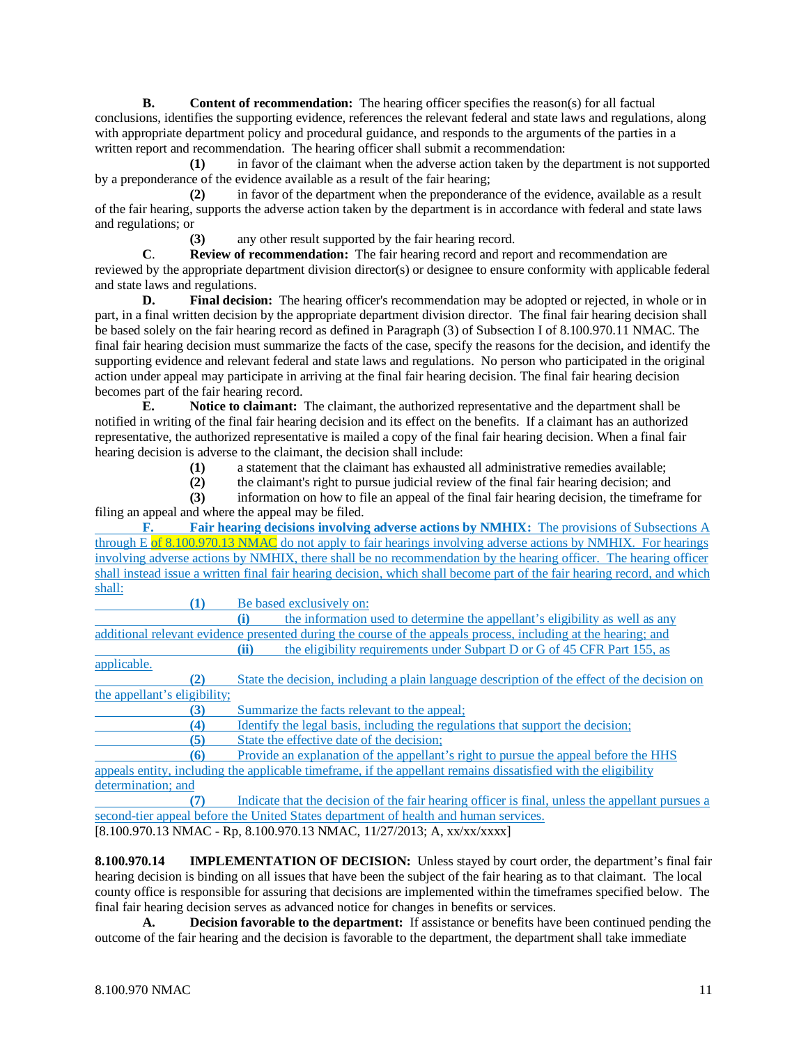**B. Content of recommendation:** The hearing officer specifies the reason(s) for all factual conclusions, identifies the supporting evidence, references the relevant federal and state laws and regulations, along with appropriate department policy and procedural guidance, and responds to the arguments of the parties in a written report and recommendation. The hearing officer shall submit a recommendation:

**(1)** in favor of the claimant when the adverse action taken by the department is not supported by a preponderance of the evidence available as a result of the fair hearing;

**(2)** in favor of the department when the preponderance of the evidence, available as a result of the fair hearing, supports the adverse action taken by the department is in accordance with federal and state laws and regulations; or

**(3)** any other result supported by the fair hearing record.

**C. Review of recommendation:** The fair hearing record and report and recommendation are reviewed by the appropriate department division director(s) or designee to ensure conformity with applicable federal and state laws and regulations.

**D. Final decision:** The hearing officer's recommendation may be adopted or rejected, in whole or in part, in a final written decision by the appropriate department division director. The final fair hearing decision shall be based solely on the fair hearing record as defined in Paragraph (3) of Subsection I of 8.100.970.11 NMAC. The final fair hearing decision must summarize the facts of the case, specify the reasons for the decision, and identify the supporting evidence and relevant federal and state laws and regulations. No person who participated in the original action under appeal may participate in arriving at the final fair hearing decision. The final fair hearing decision becomes part of the fair hearing record.

**E. Notice to claimant:** The claimant, the authorized representative and the department shall be notified in writing of the final fair hearing decision and its effect on the benefits. If a claimant has an authorized representative, the authorized representative is mailed a copy of the final fair hearing decision. When a final fair hearing decision is adverse to the claimant, the decision shall include:

**(1)** a statement that the claimant has exhausted all administrative remedies available;

**(2)** the claimant's right to pursue judicial review of the final fair hearing decision; and

**(3)** information on how to file an appeal of the final fair hearing decision, the timeframe for filing an appeal and where the appeal may be filed.

**F. Fair hearing decisions involving adverse actions by NMHIX:** The provisions of Subsections A through E of 8.100.970.13 NMAC do not apply to fair hearings involving adverse actions by NMHIX. For hearings involving adverse actions by NMHIX, there shall be no recommendation by the hearing officer. The hearing officer shall instead issue a written final fair hearing decision, which shall become part of the fair hearing record, and which shall:

**(1)** Be based exclusively on:

**(i)** the information used to determine the appellant's eligibility as well as any additional relevant evidence presented during the course of the appeals process, including at the hearing; and

**(ii)** the eligibility requirements under Subpart D or G of 45 CFR Part 155, as applicable.

**(2)** State the decision, including a plain language description of the effect of the decision on the appellant's eligibility;

**(3)** Summarize the facts relevant to the appeal;

**(4)** Identify the legal basis, including the regulations that support the decision;

**(5)** State the effective date of the decision;

**(6)** Provide an explanation of the appellant's right to pursue the appeal before the HHS appeals entity, including the applicable timeframe, if the appellant remains dissatisfied with the eligibility determination; and

**(7)** Indicate that the decision of the fair hearing officer is final, unless the appellant pursues a second-tier appeal before the United States department of health and human services.

[8.100.970.13 NMAC - Rp, 8.100.970.13 NMAC, 11/27/2013; A, xx/xx/xxxx]

**8.100.970.14 IMPLEMENTATION OF DECISION:** Unless stayed by court order, the department's final fair hearing decision is binding on all issues that have been the subject of the fair hearing as to that claimant. The local county office is responsible for assuring that decisions are implemented within the timeframes specified below. The final fair hearing decision serves as advanced notice for changes in benefits or services.

**A. Decision favorable to the department:** If assistance or benefits have been continued pending the outcome of the fair hearing and the decision is favorable to the department, the department shall take immediate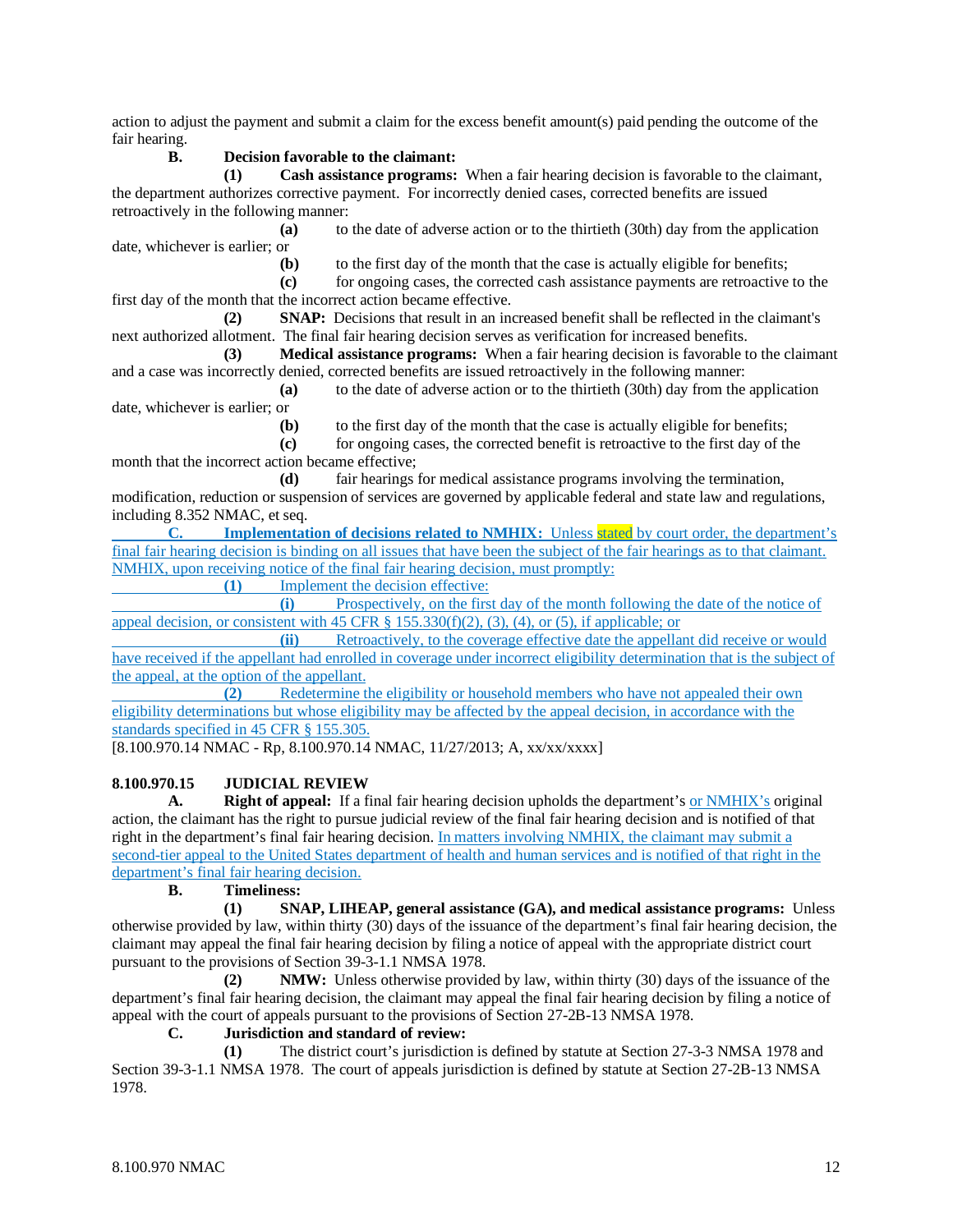action to adjust the payment and submit a claim for the excess benefit amount(s) paid pending the outcome of the fair hearing.

**B. Decision favorable to the claimant:**

**(1) Cash assistance programs:** When a fair hearing decision is favorable to the claimant, the department authorizes corrective payment. For incorrectly denied cases, corrected benefits are issued retroactively in the following manner:

**(a)** to the date of adverse action or to the thirtieth (30th) day from the application date, whichever is earlier; or

**(b)** to the first day of the month that the case is actually eligible for benefits;

**(c)** for ongoing cases, the corrected cash assistance payments are retroactive to the first day of the month that the incorrect action became effective.

**(2) SNAP:** Decisions that result in an increased benefit shall be reflected in the claimant's next authorized allotment. The final fair hearing decision serves as verification for increased benefits.

**(3) Medical assistance programs:** When a fair hearing decision is favorable to the claimant and a case was incorrectly denied, corrected benefits are issued retroactively in the following manner:

**(a)** to the date of adverse action or to the thirtieth (30th) day from the application date, whichever is earlier; or

**(b)** to the first day of the month that the case is actually eligible for benefits;

**(c)** for ongoing cases, the corrected benefit is retroactive to the first day of the month that the incorrect action became effective;

**(d)** fair hearings for medical assistance programs involving the termination, modification, reduction or suspension of services are governed by applicable federal and state law and regulations, including 8.352 NMAC, et seq.

**C. Implementation of decisions related to NMHIX:** Unless stated by court order, the department's final fair hearing decision is binding on all issues that have been the subject of the fair hearings as to that claimant. NMHIX, upon receiving notice of the final fair hearing decision, must promptly:

**(1)** Implement the decision effective:

**(i)** Prospectively, on the first day of the month following the date of the notice of appeal decision, or consistent with 45 CFR § 155.330(f)(2), (3), (4), or (5), if applicable; or

**(ii)** Retroactively, to the coverage effective date the appellant did receive or would have received if the appellant had enrolled in coverage under incorrect eligibility determination that is the subject of the appeal, at the option of the appellant.

**(2)** Redetermine the eligibility or household members who have not appealed their own eligibility determinations but whose eligibility may be affected by the appeal decision, in accordance with the standards specified in 45 CFR § 155.305.

[8.100.970.14 NMAC - Rp, 8.100.970.14 NMAC, 11/27/2013; A, xx/xx/xxxx]

**8.100.970.15 JUDICIAL REVIEW**

**A. Right of appeal:** If a final fair hearing decision upholds the department's or NMHIX's original action, the claimant has the right to pursue judicial review of the final fair hearing decision and is notified of that right in the department's final fair hearing decision. In matters involving NMHIX, the claimant may submit a second-tier appeal to the United States department of health and human services and is notified of that right in the department's final fair hearing decision.

**B. Timeliness:**

**(1) SNAP, LIHEAP, general assistance (GA), and medical assistance programs:** Unless otherwise provided by law, within thirty (30) days of the issuance of the department's final fair hearing decision, the claimant may appeal the final fair hearing decision by filing a notice of appeal with the appropriate district court pursuant to the provisions of Section 39-3-1.1 NMSA 1978.

**(2) NMW:** Unless otherwise provided by law, within thirty (30) days of the issuance of the department's final fair hearing decision, the claimant may appeal the final fair hearing decision by filing a notice of appeal with the court of appeals pursuant to the provisions of Section 27-2B-13 NMSA 1978.

**C. Jurisdiction and standard of review:**

**(1)** The district court's jurisdiction is defined by statute at Section 27-3-3 NMSA 1978 and Section 39-3-1.1 NMSA 1978. The court of appeals jurisdiction is defined by statute at Section 27-2B-13 NMSA 1978.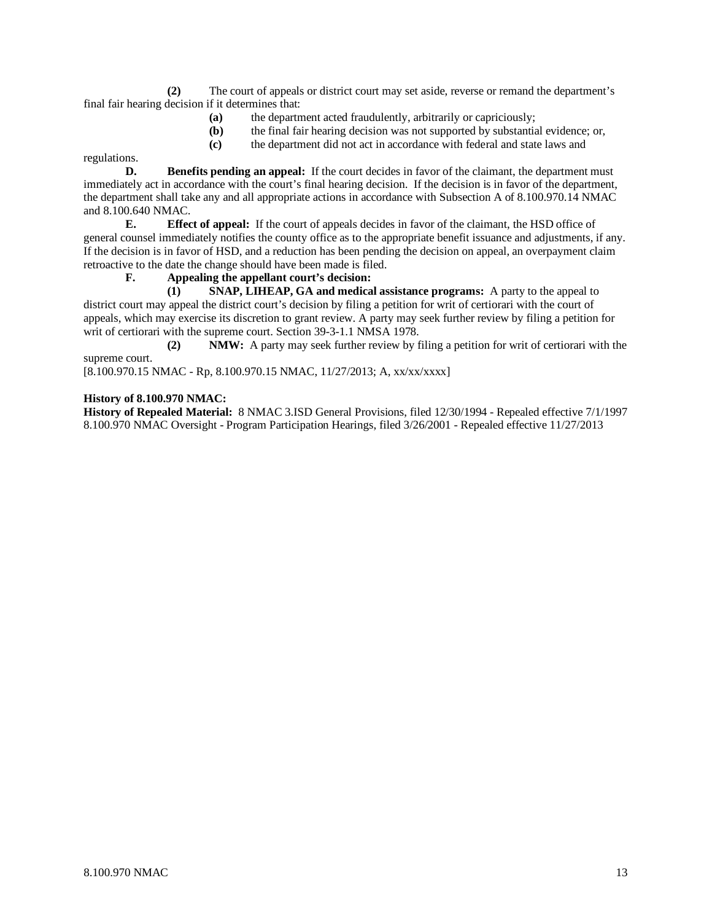**(2)** The court of appeals or district court may set aside, reverse or remand the department's final fair hearing decision if it determines that:

**(a)** the department acted fraudulently, arbitrarily or capriciously;

**(b)** the final fair hearing decision was not supported by substantial evidence; or,

**(c)** the department did not act in accordance with federal and state laws and regulations.

**D. Benefits pending an appeal:** If the court decides in favor of the claimant, the department must immediately act in accordance with the court's final hearing decision. If the decision is in favor of the department, the department shall take any and all appropriate actions in accordance with Subsection A of 8.100.970.14 NMAC and 8.100.640 NMAC.

**E. Effect of appeal:** If the court of appeals decides in favor of the claimant, the HSD office of general counsel immediately notifies the county office as to the appropriate benefit issuance and adjustments, if any. If the decision is in favor of HSD, and a reduction has been pending the decision on appeal, an overpayment claim retroactive to the date the change should have been made is filed.

**F. Appealing the appellant court's decision:**

**(1) SNAP, LIHEAP, GA and medical assistance programs:** A party to the appeal to district court may appeal the district court's decision by filing a petition for writ of certiorari with the court of appeals, which may exercise its discretion to grant review. A party may seek further review by filing a petition for writ of certiorari with the supreme court. Section 39-3-1.1 NMSA 1978.

**(2) NMW:** A party may seek further review by filing a petition for writ of certiorari with the supreme court.

[8.100.970.15 NMAC - Rp, 8.100.970.15 NMAC, 11/27/2013; A, xx/xx/xxxx]

**History of 8.100.970 NMAC:**

**History of Repealed Material:** 8 NMAC 3.ISD General Provisions, filed 12/30/1994 - Repealed effective 7/1/1997
8.100.970 NMAC Oversight - Program Participation Hearings, filed 3/26/2001 - Repealed effective 11/27/2013